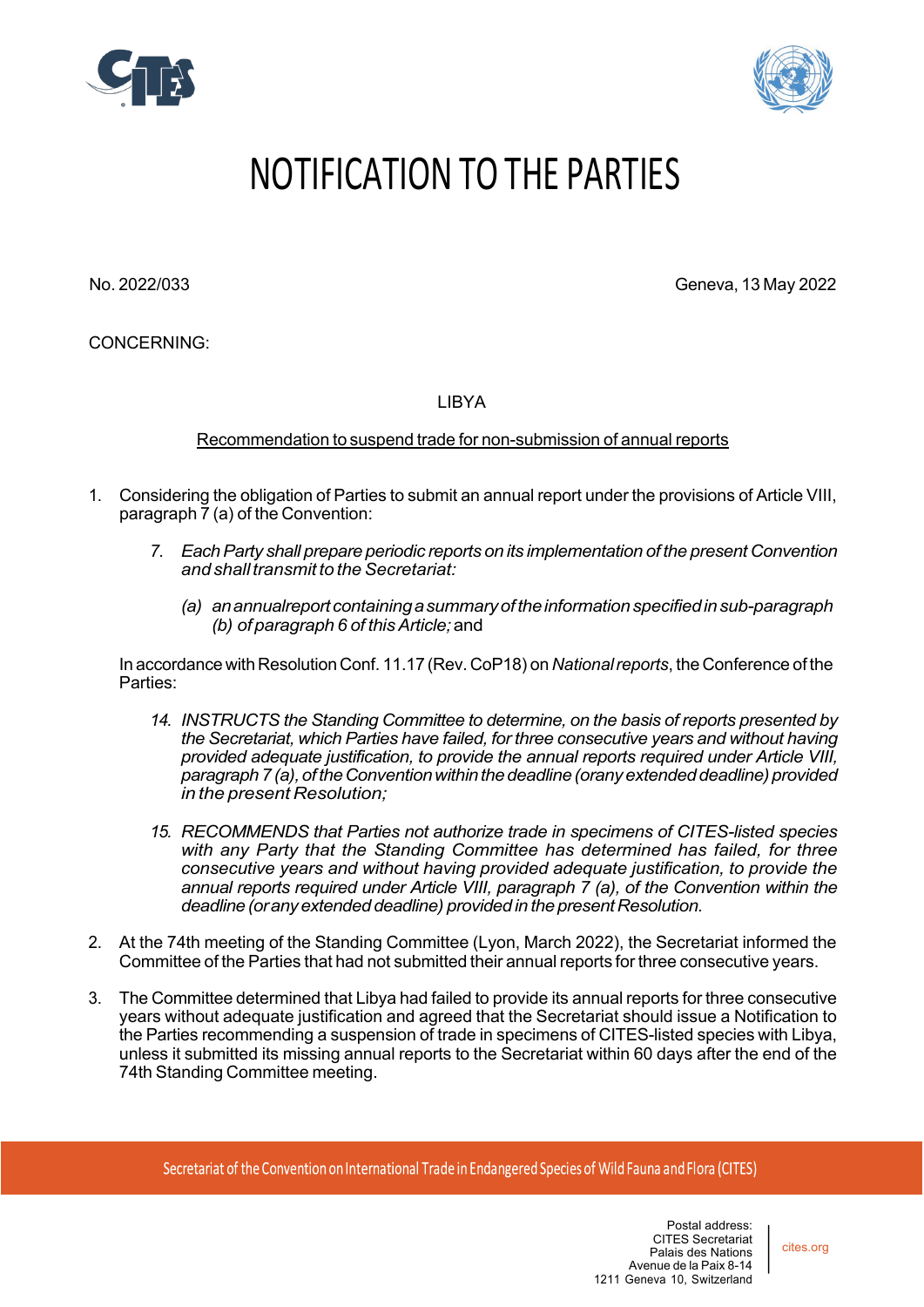// NOTIFICATION TO THE PARTIES

No. 2022/033

Geneva, 13 May 2022

CONCERNING:

LIBYA

Recommendation to suspend trade for non-submission of annual reports

1. Considering the obligation of Parties to submit an annual report under the provisions of Article VIII, paragraph 7 (a) of the Convention:

   > *7. Each Party shall prepare periodic reports on its implementation of the present Convention and shall transmit to the Secretariat:*
   >
   > *(a) an annual report containing a summary of the information specified in sub-paragraph (b) of paragraph 6 of this Article;* and

   In accordance with Resolution Conf. 11.17 (Rev. CoP18) on *National reports*, the Conference of the Parties:

   > *14. INSTRUCTS the Standing Committee to determine, on the basis of reports presented by the Secretariat, which Parties have failed, for three consecutive years and without having provided adequate justification, to provide the annual reports required under Article VIII, paragraph 7 (a), of the Convention within the deadline (or any extended deadline) provided in the present Resolution;*
   >
   > *15. RECOMMENDS that Parties not authorize trade in specimens of CITES-listed species with any Party that the Standing Committee has determined has failed, for three consecutive years and without having provided adequate justification, to provide the annual reports required under Article VIII, paragraph 7 (a), of the Convention within the deadline (or any extended deadline) provided in the present Resolution.*

2. At the 74th meeting of the Standing Committee (Lyon, March 2022), the Secretariat informed the Committee of the Parties that had not submitted their annual reports for three consecutive years.

3. The Committee determined that Libya had failed to provide its annual reports for three consecutive years without adequate justification and agreed that the Secretariat should issue a Notification to the Parties recommending a suspension of trade in specimens of CITES-listed species with Libya, unless it submitted its missing annual reports to the Secretariat within 60 days after the end of the 74th Standing Committee meeting.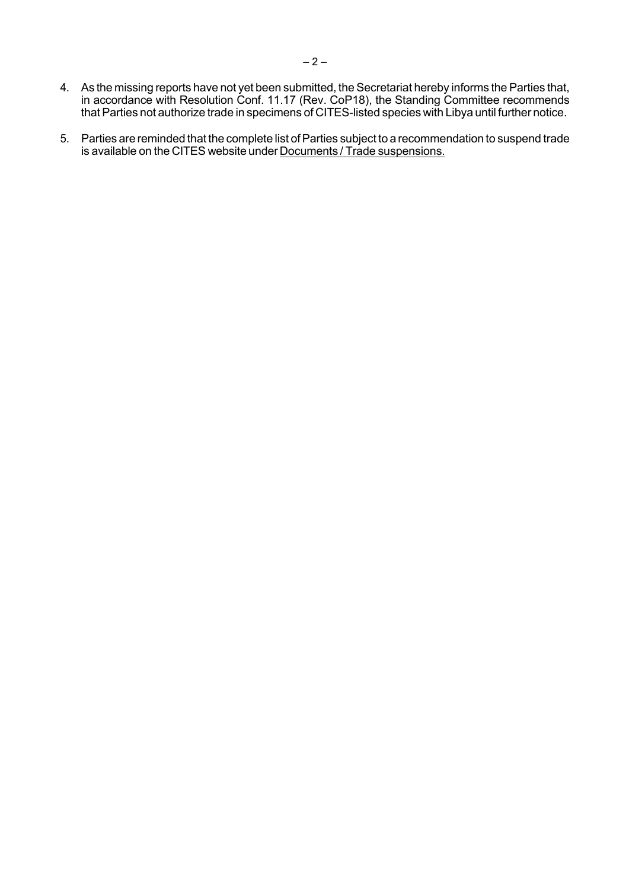4. As the missing reports have not yet been submitted, the Secretariat hereby informs the Parties that, in accordance with Resolution Conf. 11.17 (Rev. CoP18), the Standing Committee recommends that Parties not authorize trade in specimens of CITES-listed species with Libya until further notice.

5. Parties are reminded that the complete list of Parties subject to a recommendation to suspend trade is available on the CITES website under Documents / Trade suspensions.